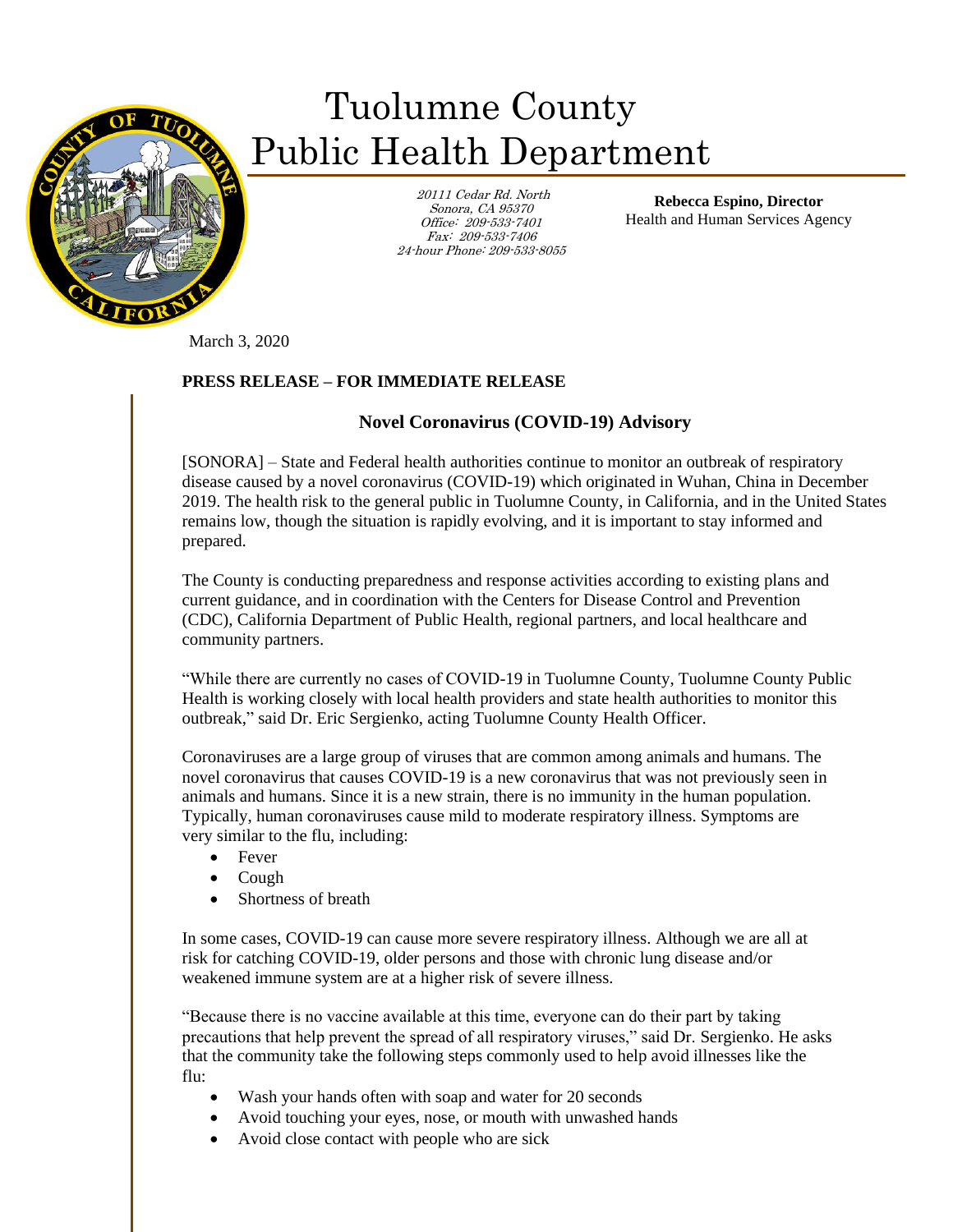# Tuolumne County Public Health Department

20111 Cedar Rd. North
Sonora, CA 95370
Office: 209-533-7401
Fax: 209-533-7406
24-hour Phone: 209-533-8055

**Rebecca Espino, Director**
Health and Human Services Agency

March 3, 2020

**PRESS RELEASE – FOR IMMEDIATE RELEASE**

## Novel Coronavirus (COVID-19) Advisory

[SONORA] – State and Federal health authorities continue to monitor an outbreak of respiratory disease caused by a novel coronavirus (COVID-19) which originated in Wuhan, China in December 2019. The health risk to the general public in Tuolumne County, in California, and in the United States remains low, though the situation is rapidly evolving, and it is important to stay informed and prepared.

The County is conducting preparedness and response activities according to existing plans and current guidance, and in coordination with the Centers for Disease Control and Prevention (CDC), California Department of Public Health, regional partners, and local healthcare and community partners.

"While there are currently no cases of COVID-19 in Tuolumne County, Tuolumne County Public Health is working closely with local health providers and state health authorities to monitor this outbreak," said Dr. Eric Sergienko, acting Tuolumne County Health Officer.

Coronaviruses are a large group of viruses that are common among animals and humans. The novel coronavirus that causes COVID-19 is a new coronavirus that was not previously seen in animals and humans. Since it is a new strain, there is no immunity in the human population. Typically, human coronaviruses cause mild to moderate respiratory illness. Symptoms are very similar to the flu, including:

- Fever
- Cough
- Shortness of breath

In some cases, COVID-19 can cause more severe respiratory illness. Although we are all at risk for catching COVID-19, older persons and those with chronic lung disease and/or weakened immune system are at a higher risk of severe illness.

"Because there is no vaccine available at this time, everyone can do their part by taking precautions that help prevent the spread of all respiratory viruses," said Dr. Sergienko. He asks that the community take the following steps commonly used to help avoid illnesses like the flu:

- Wash your hands often with soap and water for 20 seconds
- Avoid touching your eyes, nose, or mouth with unwashed hands
- Avoid close contact with people who are sick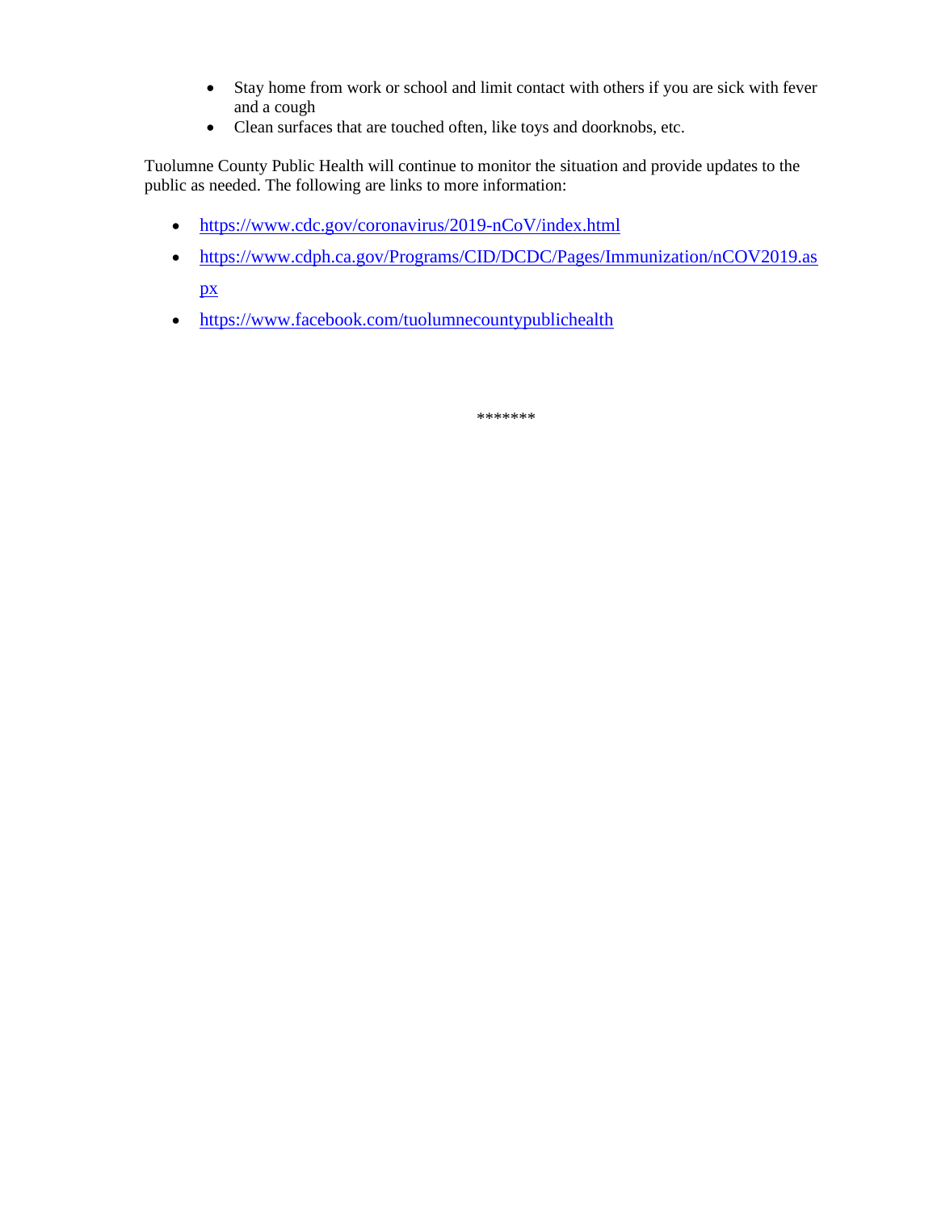- Stay home from work or school and limit contact with others if you are sick with fever and a cough
- Clean surfaces that are touched often, like toys and doorknobs, etc.

Tuolumne County Public Health will continue to monitor the situation and provide updates to the public as needed. The following are links to more information:

- https://www.cdc.gov/coronavirus/2019-nCoV/index.html
- https://www.cdph.ca.gov/Programs/CID/DCDC/Pages/Immunization/nCOV2019.aspx
- https://www.facebook.com/tuolumnecountypublichealth

*******